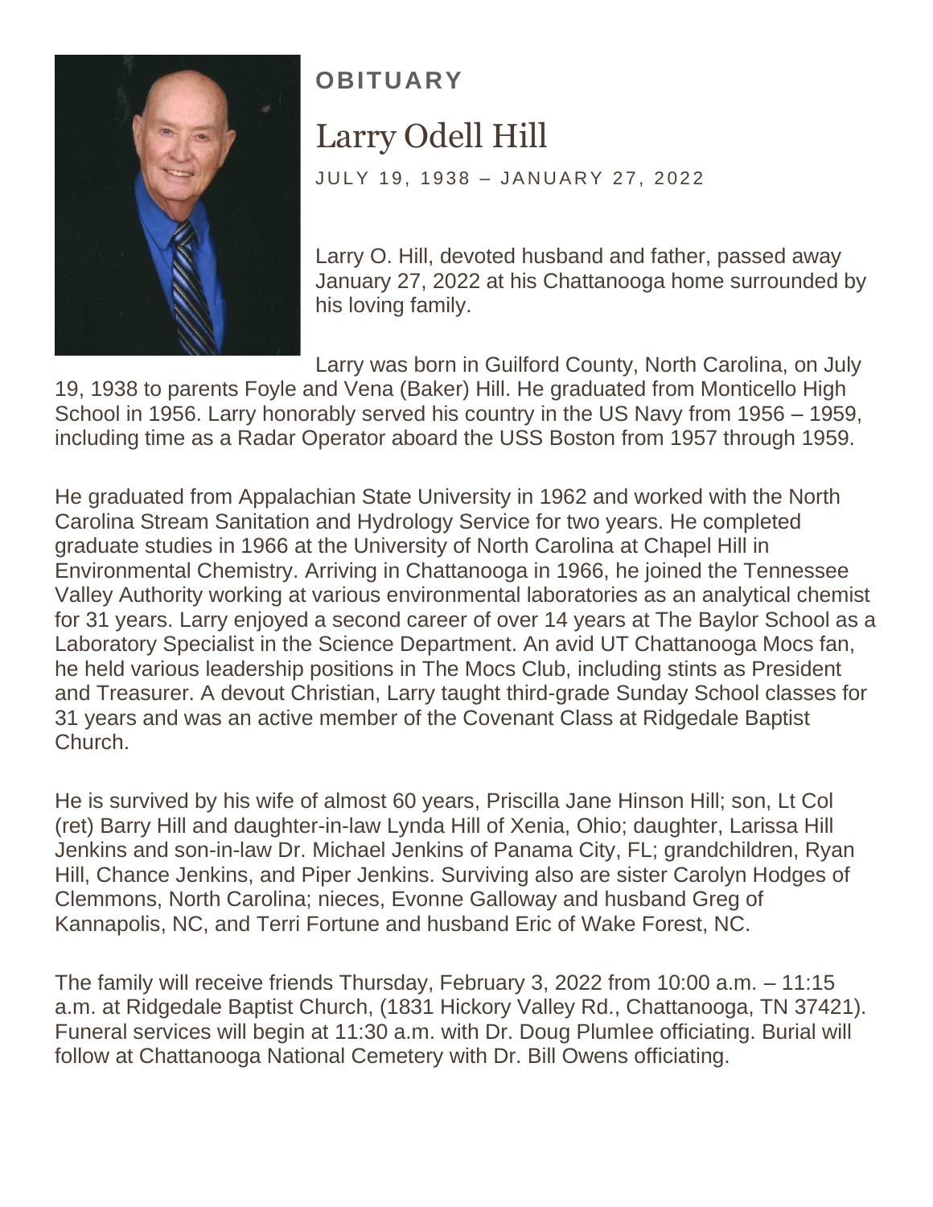**OBITUARY**

# Larry Odell Hill

JULY 19, 1938 – JANUARY 27, 2022

Larry O. Hill, devoted husband and father, passed away January 27, 2022 at his Chattanooga home surrounded by his loving family.

Larry was born in Guilford County, North Carolina, on July 19, 1938 to parents Foyle and Vena (Baker) Hill. He graduated from Monticello High School in 1956. Larry honorably served his country in the US Navy from 1956 – 1959, including time as a Radar Operator aboard the USS Boston from 1957 through 1959.

He graduated from Appalachian State University in 1962 and worked with the North Carolina Stream Sanitation and Hydrology Service for two years. He completed graduate studies in 1966 at the University of North Carolina at Chapel Hill in Environmental Chemistry. Arriving in Chattanooga in 1966, he joined the Tennessee Valley Authority working at various environmental laboratories as an analytical chemist for 31 years. Larry enjoyed a second career of over 14 years at The Baylor School as a Laboratory Specialist in the Science Department. An avid UT Chattanooga Mocs fan, he held various leadership positions in The Mocs Club, including stints as President and Treasurer. A devout Christian, Larry taught third-grade Sunday School classes for 31 years and was an active member of the Covenant Class at Ridgedale Baptist Church.

He is survived by his wife of almost 60 years, Priscilla Jane Hinson Hill; son, Lt Col (ret) Barry Hill and daughter-in-law Lynda Hill of Xenia, Ohio; daughter, Larissa Hill Jenkins and son-in-law Dr. Michael Jenkins of Panama City, FL; grandchildren, Ryan Hill, Chance Jenkins, and Piper Jenkins. Surviving also are sister Carolyn Hodges of Clemmons, North Carolina; nieces, Evonne Galloway and husband Greg of Kannapolis, NC, and Terri Fortune and husband Eric of Wake Forest, NC.

The family will receive friends Thursday, February 3, 2022 from 10:00 a.m. – 11:15 a.m. at Ridgedale Baptist Church, (1831 Hickory Valley Rd., Chattanooga, TN 37421). Funeral services will begin at 11:30 a.m. with Dr. Doug Plumlee officiating. Burial will follow at Chattanooga National Cemetery with Dr. Bill Owens officiating.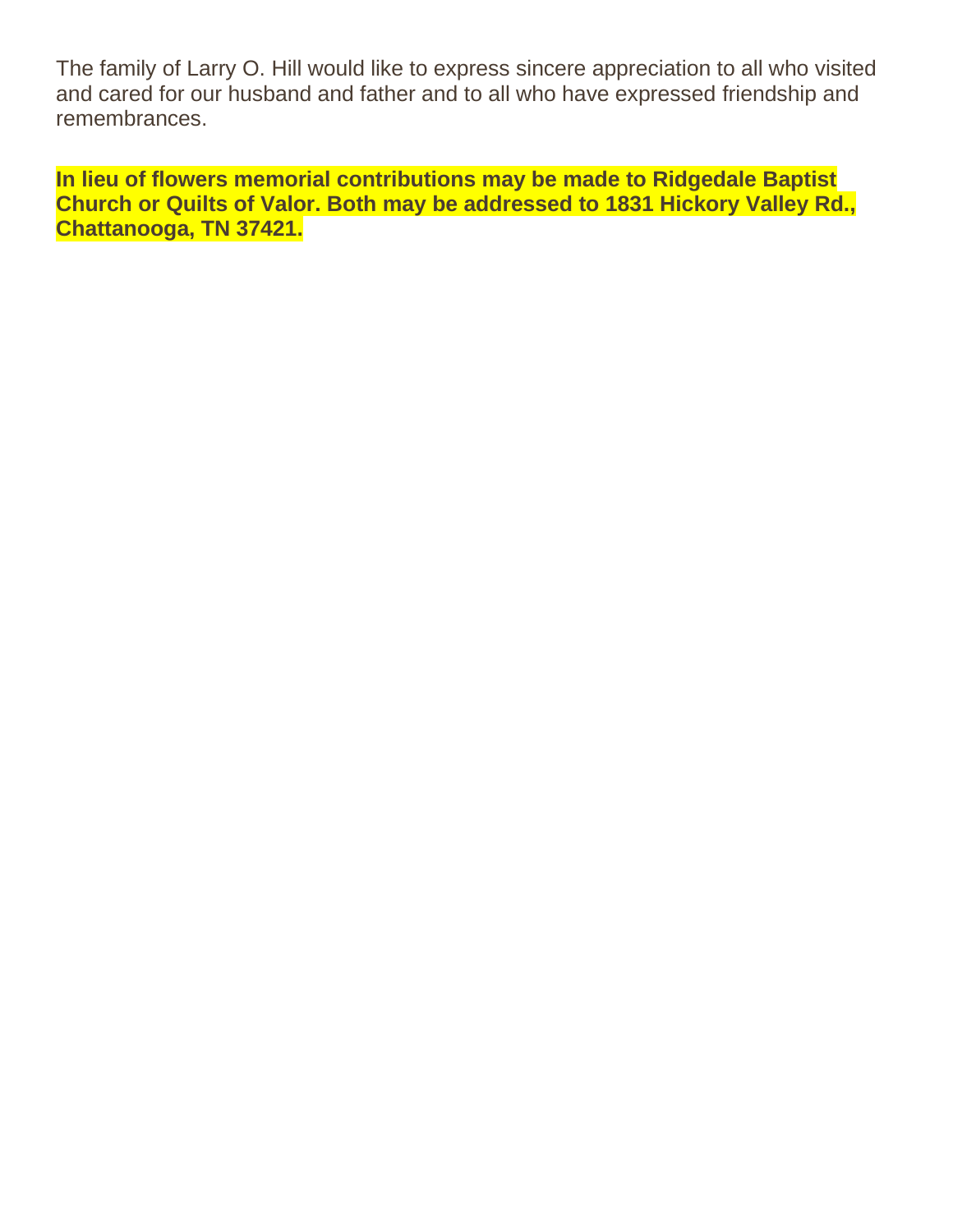The family of Larry O. Hill would like to express sincere appreciation to all who visited and cared for our husband and father and to all who have expressed friendship and remembrances.

**In lieu of flowers memorial contributions may be made to Ridgedale Baptist Church or Quilts of Valor. Both may be addressed to 1831 Hickory Valley Rd., Chattanooga, TN 37421.**